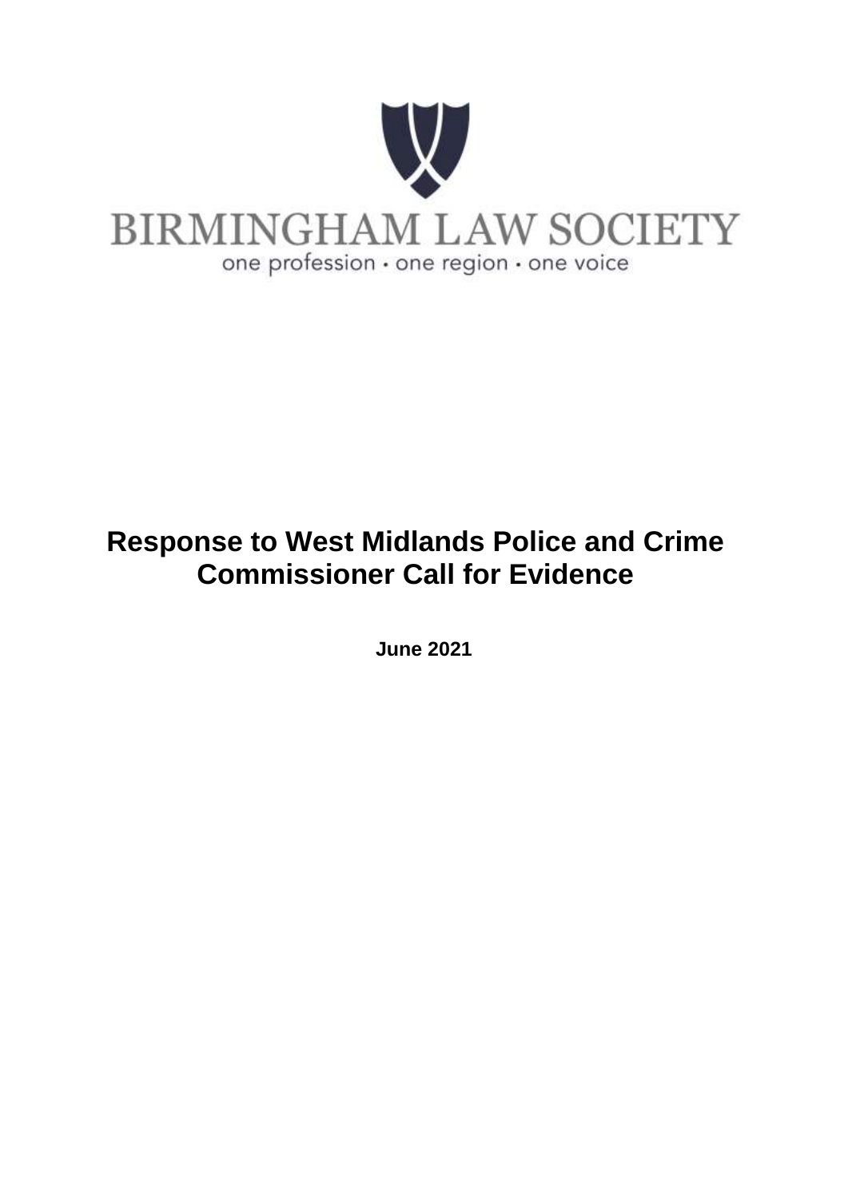BIRMINGHAM LAW SOCIETY

one profession · one region · one voice

# Response to West Midlands Police and Crime Commissioner Call for Evidence

**June 2021**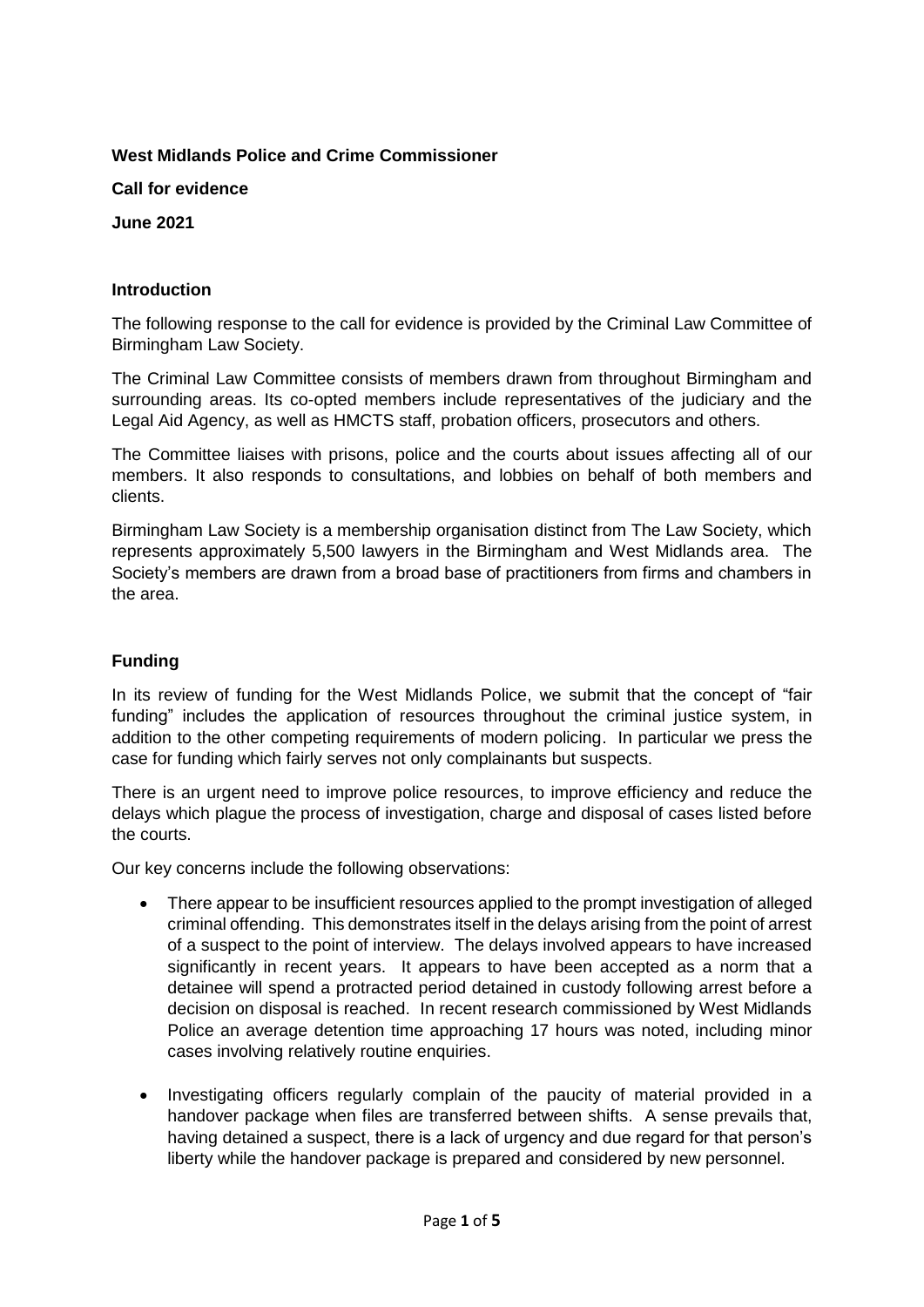**West Midlands Police and Crime Commissioner**

**Call for evidence**

**June 2021**

## Introduction

The following response to the call for evidence is provided by the Criminal Law Committee of Birmingham Law Society.

The Criminal Law Committee consists of members drawn from throughout Birmingham and surrounding areas. Its co-opted members include representatives of the judiciary and the Legal Aid Agency, as well as HMCTS staff, probation officers, prosecutors and others.

The Committee liaises with prisons, police and the courts about issues affecting all of our members. It also responds to consultations, and lobbies on behalf of both members and clients.

Birmingham Law Society is a membership organisation distinct from The Law Society, which represents approximately 5,500 lawyers in the Birmingham and West Midlands area. The Society's members are drawn from a broad base of practitioners from firms and chambers in the area.

## Funding

In its review of funding for the West Midlands Police, we submit that the concept of "fair funding" includes the application of resources throughout the criminal justice system, in addition to the other competing requirements of modern policing. In particular we press the case for funding which fairly serves not only complainants but suspects.

There is an urgent need to improve police resources, to improve efficiency and reduce the delays which plague the process of investigation, charge and disposal of cases listed before the courts.

Our key concerns include the following observations:

- There appear to be insufficient resources applied to the prompt investigation of alleged criminal offending. This demonstrates itself in the delays arising from the point of arrest of a suspect to the point of interview. The delays involved appears to have increased significantly in recent years. It appears to have been accepted as a norm that a detainee will spend a protracted period detained in custody following arrest before a decision on disposal is reached. In recent research commissioned by West Midlands Police an average detention time approaching 17 hours was noted, including minor cases involving relatively routine enquiries.

- Investigating officers regularly complain of the paucity of material provided in a handover package when files are transferred between shifts. A sense prevails that, having detained a suspect, there is a lack of urgency and due regard for that person's liberty while the handover package is prepared and considered by new personnel.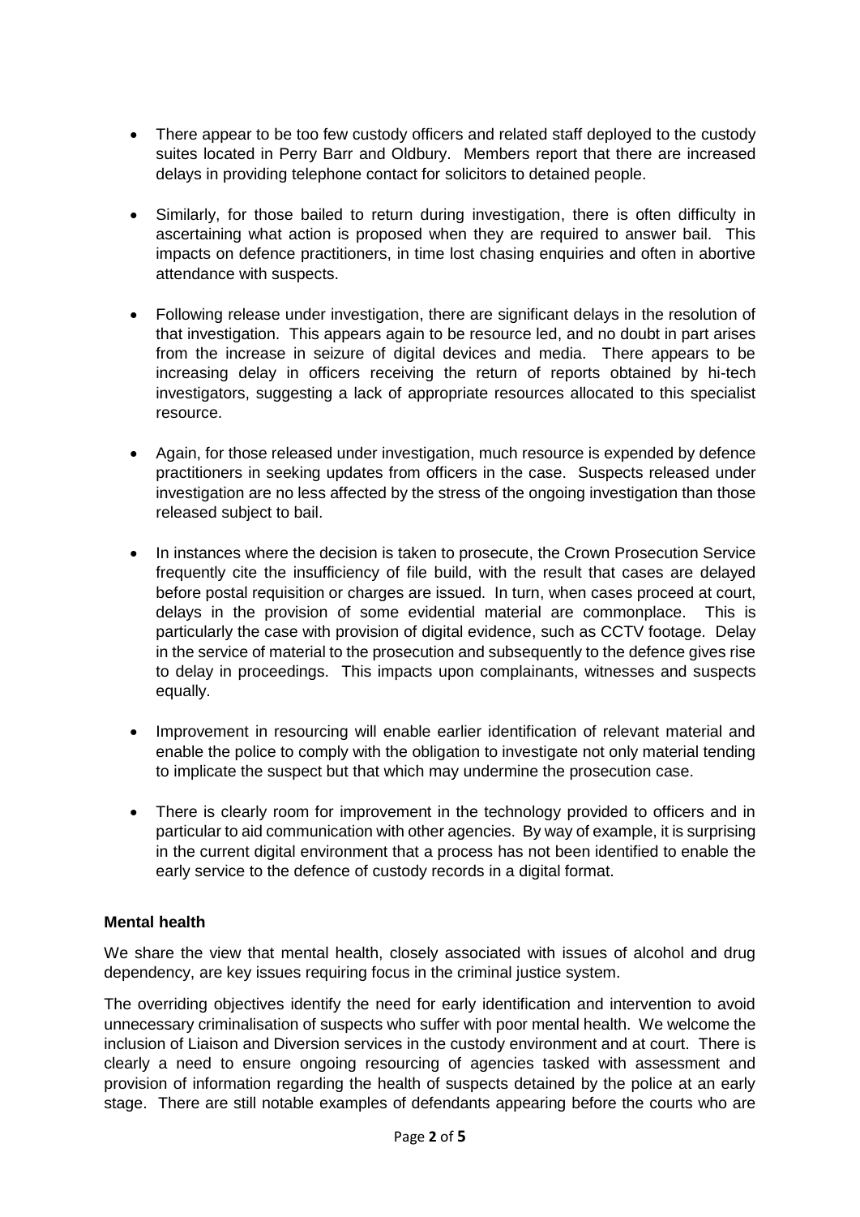- There appear to be too few custody officers and related staff deployed to the custody suites located in Perry Barr and Oldbury. Members report that there are increased delays in providing telephone contact for solicitors to detained people.

- Similarly, for those bailed to return during investigation, there is often difficulty in ascertaining what action is proposed when they are required to answer bail. This impacts on defence practitioners, in time lost chasing enquiries and often in abortive attendance with suspects.

- Following release under investigation, there are significant delays in the resolution of that investigation. This appears again to be resource led, and no doubt in part arises from the increase in seizure of digital devices and media. There appears to be increasing delay in officers receiving the return of reports obtained by hi-tech investigators, suggesting a lack of appropriate resources allocated to this specialist resource.

- Again, for those released under investigation, much resource is expended by defence practitioners in seeking updates from officers in the case. Suspects released under investigation are no less affected by the stress of the ongoing investigation than those released subject to bail.

- In instances where the decision is taken to prosecute, the Crown Prosecution Service frequently cite the insufficiency of file build, with the result that cases are delayed before postal requisition or charges are issued. In turn, when cases proceed at court, delays in the provision of some evidential material are commonplace. This is particularly the case with provision of digital evidence, such as CCTV footage. Delay in the service of material to the prosecution and subsequently to the defence gives rise to delay in proceedings. This impacts upon complainants, witnesses and suspects equally.

- Improvement in resourcing will enable earlier identification of relevant material and enable the police to comply with the obligation to investigate not only material tending to implicate the suspect but that which may undermine the prosecution case.

- There is clearly room for improvement in the technology provided to officers and in particular to aid communication with other agencies. By way of example, it is surprising in the current digital environment that a process has not been identified to enable the early service to the defence of custody records in a digital format.

**Mental health**

We share the view that mental health, closely associated with issues of alcohol and drug dependency, are key issues requiring focus in the criminal justice system.

The overriding objectives identify the need for early identification and intervention to avoid unnecessary criminalisation of suspects who suffer with poor mental health. We welcome the inclusion of Liaison and Diversion services in the custody environment and at court. There is clearly a need to ensure ongoing resourcing of agencies tasked with assessment and provision of information regarding the health of suspects detained by the police at an early stage. There are still notable examples of defendants appearing before the courts who are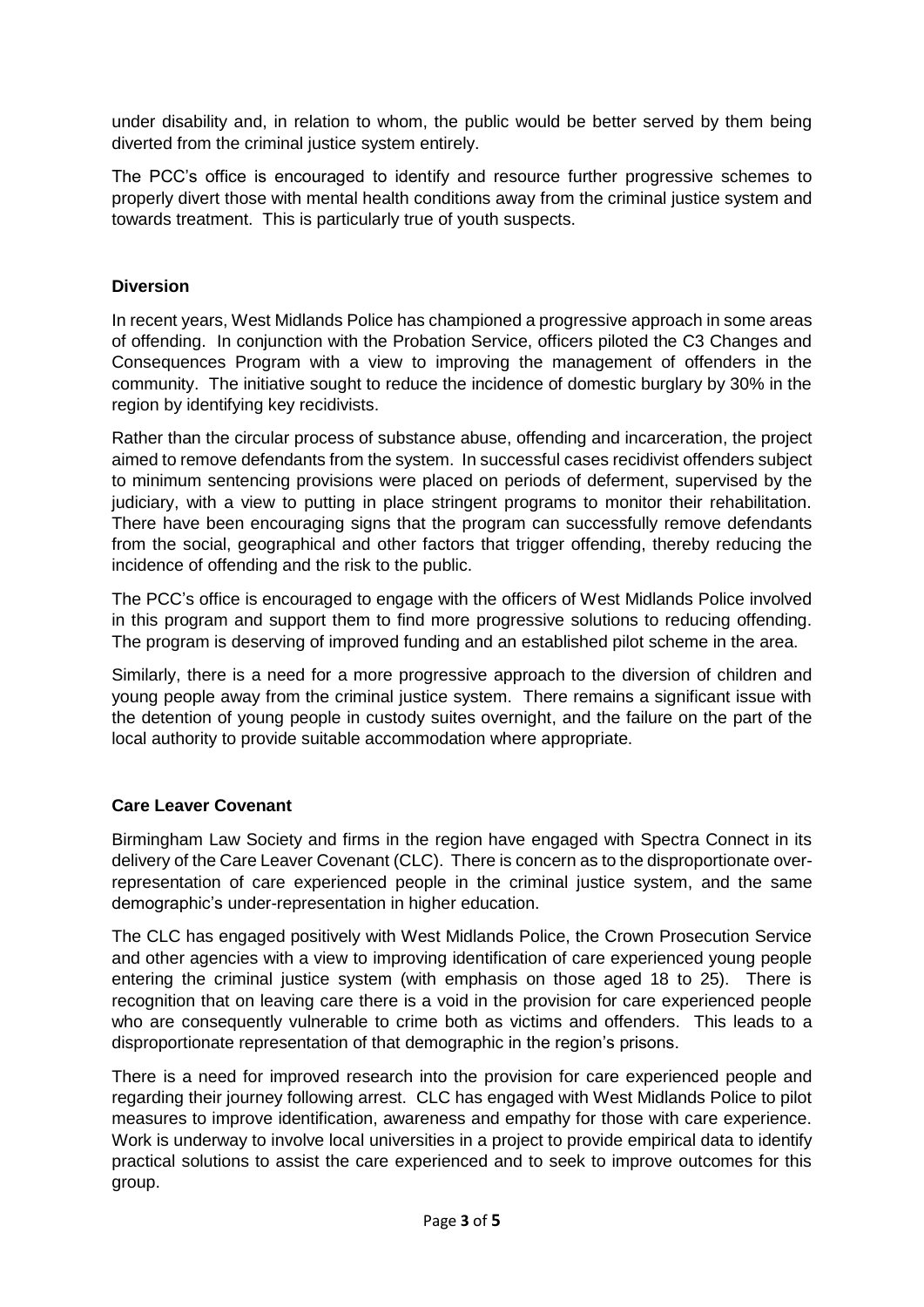under disability and, in relation to whom, the public would be better served by them being diverted from the criminal justice system entirely.

The PCC's office is encouraged to identify and resource further progressive schemes to properly divert those with mental health conditions away from the criminal justice system and towards treatment. This is particularly true of youth suspects.

## Diversion

In recent years, West Midlands Police has championed a progressive approach in some areas of offending. In conjunction with the Probation Service, officers piloted the C3 Changes and Consequences Program with a view to improving the management of offenders in the community. The initiative sought to reduce the incidence of domestic burglary by 30% in the region by identifying key recidivists.

Rather than the circular process of substance abuse, offending and incarceration, the project aimed to remove defendants from the system. In successful cases recidivist offenders subject to minimum sentencing provisions were placed on periods of deferment, supervised by the judiciary, with a view to putting in place stringent programs to monitor their rehabilitation. There have been encouraging signs that the program can successfully remove defendants from the social, geographical and other factors that trigger offending, thereby reducing the incidence of offending and the risk to the public.

The PCC's office is encouraged to engage with the officers of West Midlands Police involved in this program and support them to find more progressive solutions to reducing offending. The program is deserving of improved funding and an established pilot scheme in the area.

Similarly, there is a need for a more progressive approach to the diversion of children and young people away from the criminal justice system. There remains a significant issue with the detention of young people in custody suites overnight, and the failure on the part of the local authority to provide suitable accommodation where appropriate.

## Care Leaver Covenant

Birmingham Law Society and firms in the region have engaged with Spectra Connect in its delivery of the Care Leaver Covenant (CLC). There is concern as to the disproportionate over-representation of care experienced people in the criminal justice system, and the same demographic's under-representation in higher education.

The CLC has engaged positively with West Midlands Police, the Crown Prosecution Service and other agencies with a view to improving identification of care experienced young people entering the criminal justice system (with emphasis on those aged 18 to 25). There is recognition that on leaving care there is a void in the provision for care experienced people who are consequently vulnerable to crime both as victims and offenders. This leads to a disproportionate representation of that demographic in the region's prisons.

There is a need for improved research into the provision for care experienced people and regarding their journey following arrest. CLC has engaged with West Midlands Police to pilot measures to improve identification, awareness and empathy for those with care experience. Work is underway to involve local universities in a project to provide empirical data to identify practical solutions to assist the care experienced and to seek to improve outcomes for this group.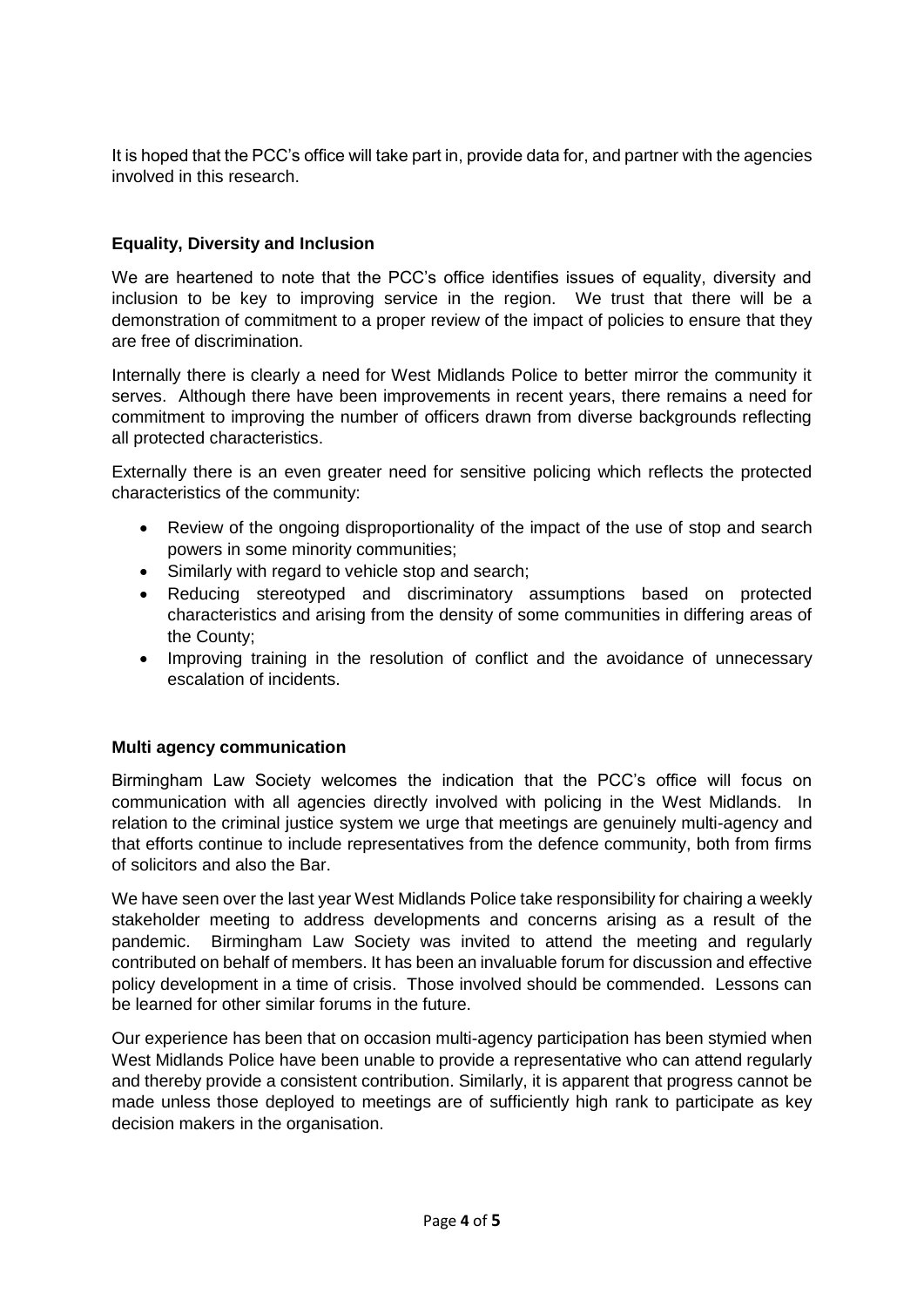It is hoped that the PCC's office will take part in, provide data for, and partner with the agencies involved in this research.

**Equality, Diversity and Inclusion**

We are heartened to note that the PCC's office identifies issues of equality, diversity and inclusion to be key to improving service in the region. We trust that there will be a demonstration of commitment to a proper review of the impact of policies to ensure that they are free of discrimination.

Internally there is clearly a need for West Midlands Police to better mirror the community it serves. Although there have been improvements in recent years, there remains a need for commitment to improving the number of officers drawn from diverse backgrounds reflecting all protected characteristics.

Externally there is an even greater need for sensitive policing which reflects the protected characteristics of the community:

- Review of the ongoing disproportionality of the impact of the use of stop and search powers in some minority communities;
- Similarly with regard to vehicle stop and search;
- Reducing stereotyped and discriminatory assumptions based on protected characteristics and arising from the density of some communities in differing areas of the County;
- Improving training in the resolution of conflict and the avoidance of unnecessary escalation of incidents.

**Multi agency communication**

Birmingham Law Society welcomes the indication that the PCC's office will focus on communication with all agencies directly involved with policing in the West Midlands. In relation to the criminal justice system we urge that meetings are genuinely multi-agency and that efforts continue to include representatives from the defence community, both from firms of solicitors and also the Bar.

We have seen over the last year West Midlands Police take responsibility for chairing a weekly stakeholder meeting to address developments and concerns arising as a result of the pandemic. Birmingham Law Society was invited to attend the meeting and regularly contributed on behalf of members. It has been an invaluable forum for discussion and effective policy development in a time of crisis. Those involved should be commended. Lessons can be learned for other similar forums in the future.

Our experience has been that on occasion multi-agency participation has been stymied when West Midlands Police have been unable to provide a representative who can attend regularly and thereby provide a consistent contribution. Similarly, it is apparent that progress cannot be made unless those deployed to meetings are of sufficiently high rank to participate as key decision makers in the organisation.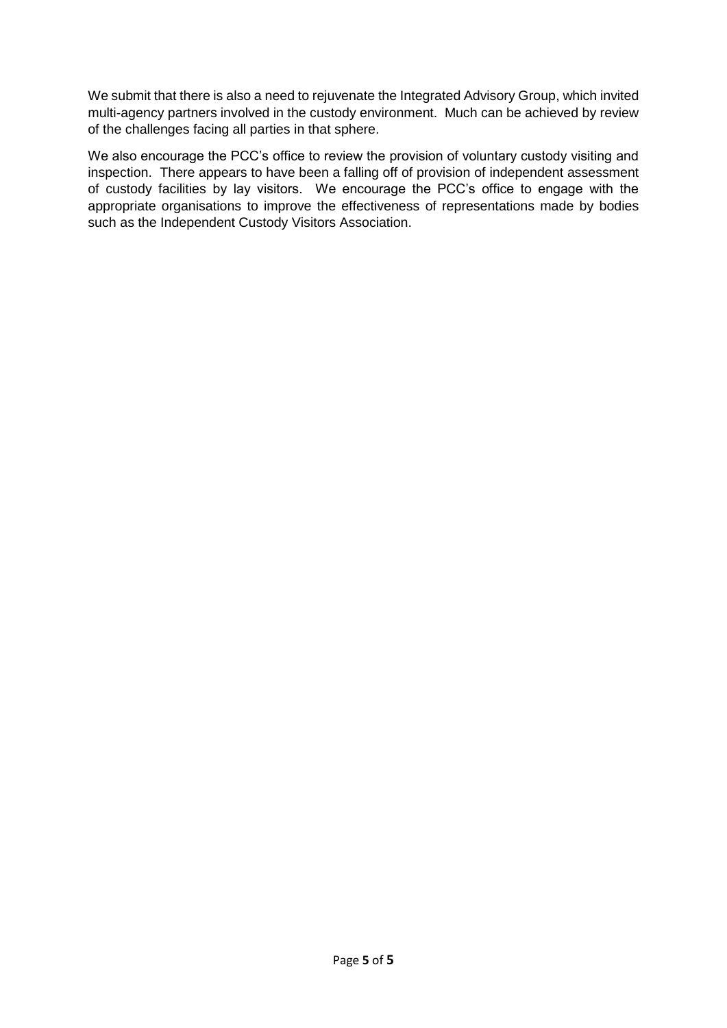We submit that there is also a need to rejuvenate the Integrated Advisory Group, which invited multi-agency partners involved in the custody environment. Much can be achieved by review of the challenges facing all parties in that sphere.

We also encourage the PCC's office to review the provision of voluntary custody visiting and inspection. There appears to have been a falling off of provision of independent assessment of custody facilities by lay visitors. We encourage the PCC's office to engage with the appropriate organisations to improve the effectiveness of representations made by bodies such as the Independent Custody Visitors Association.